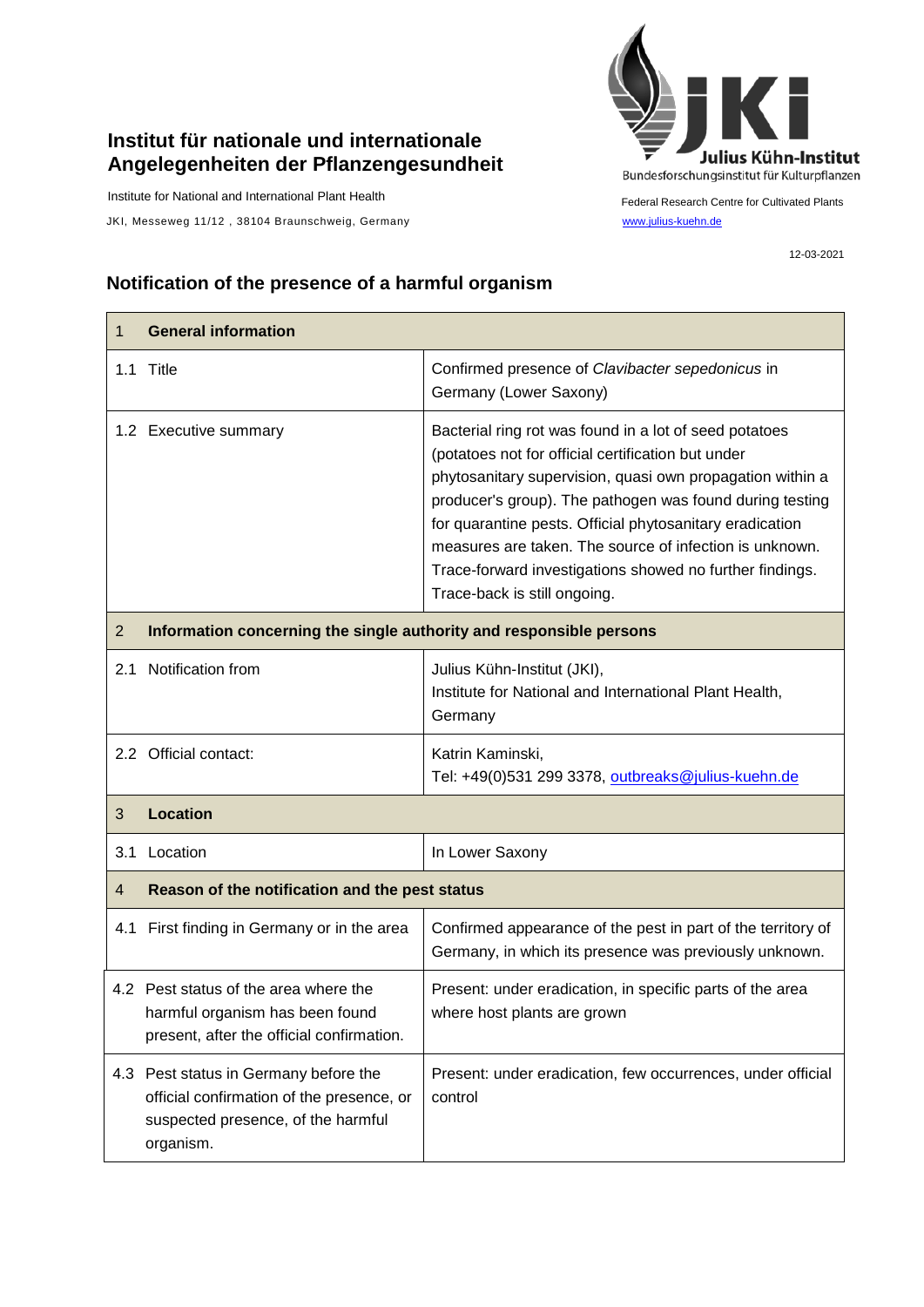**Institut für nationale und internationale Angelegenheiten der Pflanzengesundheit**

Institute for National and International Plant Health

JKI, Messeweg 11/12 , 38104 Braunschweig, Germany

Julius Kühn-Institut
Bundesforschungsinstitut für Kulturpflanzen

Federal Research Centre for Cultivated Plants
www.julius-kuehn.de

12-03-2021

## Notification of the presence of a harmful organism

| | |
|---|---|
| **1 General information** | |
| 1.1 Title | Confirmed presence of *Clavibacter sepedonicus* in Germany (Lower Saxony) |
| 1.2 Executive summary | Bacterial ring rot was found in a lot of seed potatoes (potatoes not for official certification but under phytosanitary supervision, quasi own propagation within a producer's group). The pathogen was found during testing for quarantine pests. Official phytosanitary eradication measures are taken. The source of infection is unknown. Trace-forward investigations showed no further findings. Trace-back is still ongoing. |
| **2 Information concerning the single authority and responsible persons** | |
| 2.1 Notification from | Julius Kühn-Institut (JKI), Institute for National and International Plant Health, Germany |
| 2.2 Official contact: | Katrin Kaminski, Tel: +49(0)531 299 3378, outbreaks@julius-kuehn.de |
| **3 Location** | |
| 3.1 Location | In Lower Saxony |
| **4 Reason of the notification and the pest status** | |
| 4.1 First finding in Germany or in the area | Confirmed appearance of the pest in part of the territory of Germany, in which its presence was previously unknown. |
| 4.2 Pest status of the area where the harmful organism has been found present, after the official confirmation. | Present: under eradication, in specific parts of the area where host plants are grown |
| 4.3 Pest status in Germany before the official confirmation of the presence, or suspected presence, of the harmful organism. | Present: under eradication, few occurrences, under official control |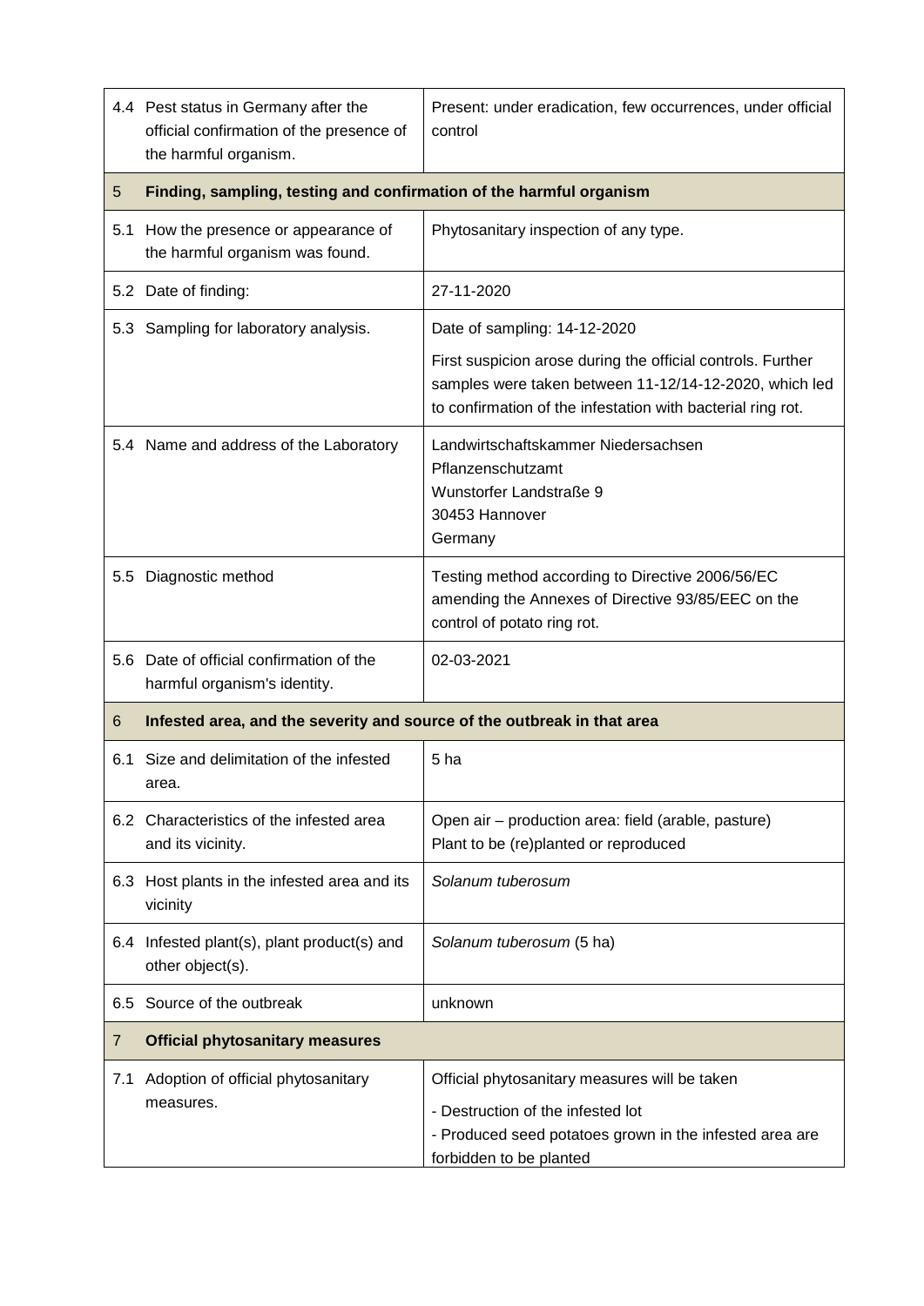| | | |
|---|---|---|
| 4.4 | Pest status in Germany after the official confirmation of the presence of the harmful organism. | Present: under eradication, few occurrences, under official control |
| **5** | **Finding, sampling, testing and confirmation of the harmful organism** | |
| 5.1 | How the presence or appearance of the harmful organism was found. | Phytosanitary inspection of any type. |
| 5.2 | Date of finding: | 27-11-2020 |
| 5.3 | Sampling for laboratory analysis. | Date of sampling: 14-12-2020<br><br>First suspicion arose during the official controls. Further samples were taken between 11-12/14-12-2020, which led to confirmation of the infestation with bacterial ring rot. |
| 5.4 | Name and address of the Laboratory | Landwirtschaftskammer Niedersachsen<br>Pflanzenschutzamt<br>Wunstorfer Landstraße 9<br>30453 Hannover<br>Germany |
| 5.5 | Diagnostic method | Testing method according to Directive 2006/56/EC amending the Annexes of Directive 93/85/EEC on the control of potato ring rot. |
| 5.6 | Date of official confirmation of the harmful organism's identity. | 02-03-2021 |
| **6** | **Infested area, and the severity and source of the outbreak in that area** | |
| 6.1 | Size and delimitation of the infested area. | 5 ha |
| 6.2 | Characteristics of the infested area and its vicinity. | Open air – production area: field (arable, pasture)<br>Plant to be (re)planted or reproduced |
| 6.3 | Host plants in the infested area and its vicinity | *Solanum tuberosum* |
| 6.4 | Infested plant(s), plant product(s) and other object(s). | *Solanum tuberosum* (5 ha) |
| 6.5 | Source of the outbreak | unknown |
| **7** | **Official phytosanitary measures** | |
| 7.1 | Adoption of official phytosanitary measures. | Official phytosanitary measures will be taken<br><br>- Destruction of the infested lot<br>- Produced seed potatoes grown in the infested area are forbidden to be planted |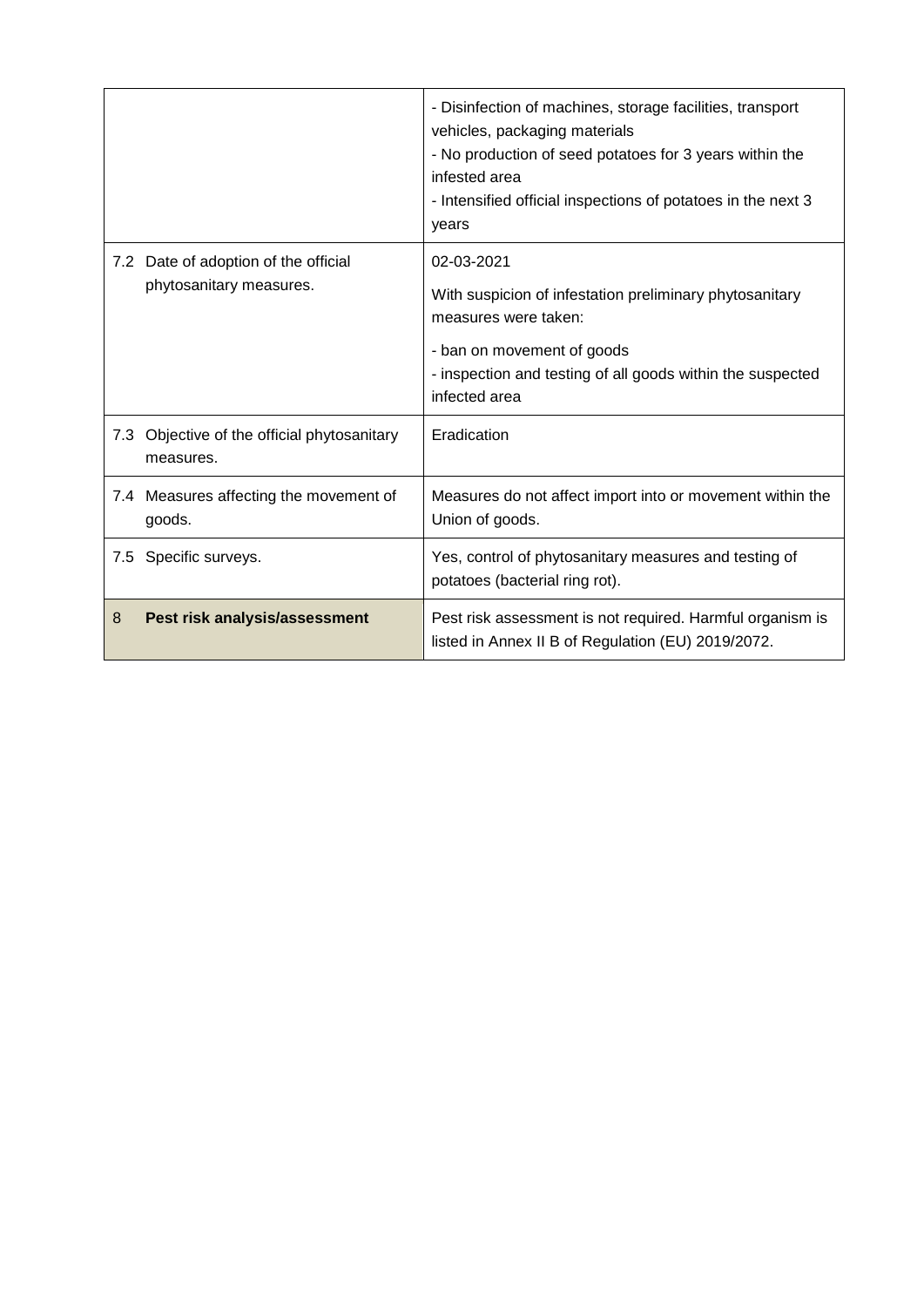| | |
|---|---|
| | - Disinfection of machines, storage facilities, transport vehicles, packaging materials<br>- No production of seed potatoes for 3 years within the infested area<br>- Intensified official inspections of potatoes in the next 3 years |
| 7.2 Date of adoption of the official phytosanitary measures. | 02-03-2021<br><br>With suspicion of infestation preliminary phytosanitary measures were taken:<br><br>- ban on movement of goods<br>- inspection and testing of all goods within the suspected infected area |
| 7.3 Objective of the official phytosanitary measures. | Eradication |
| 7.4 Measures affecting the movement of goods. | Measures do not affect import into or movement within the Union of goods. |
| 7.5 Specific surveys. | Yes, control of phytosanitary measures and testing of potatoes (bacterial ring rot). |
| 8 **Pest risk analysis/assessment** | Pest risk assessment is not required. Harmful organism is listed in Annex II B of Regulation (EU) 2019/2072. |